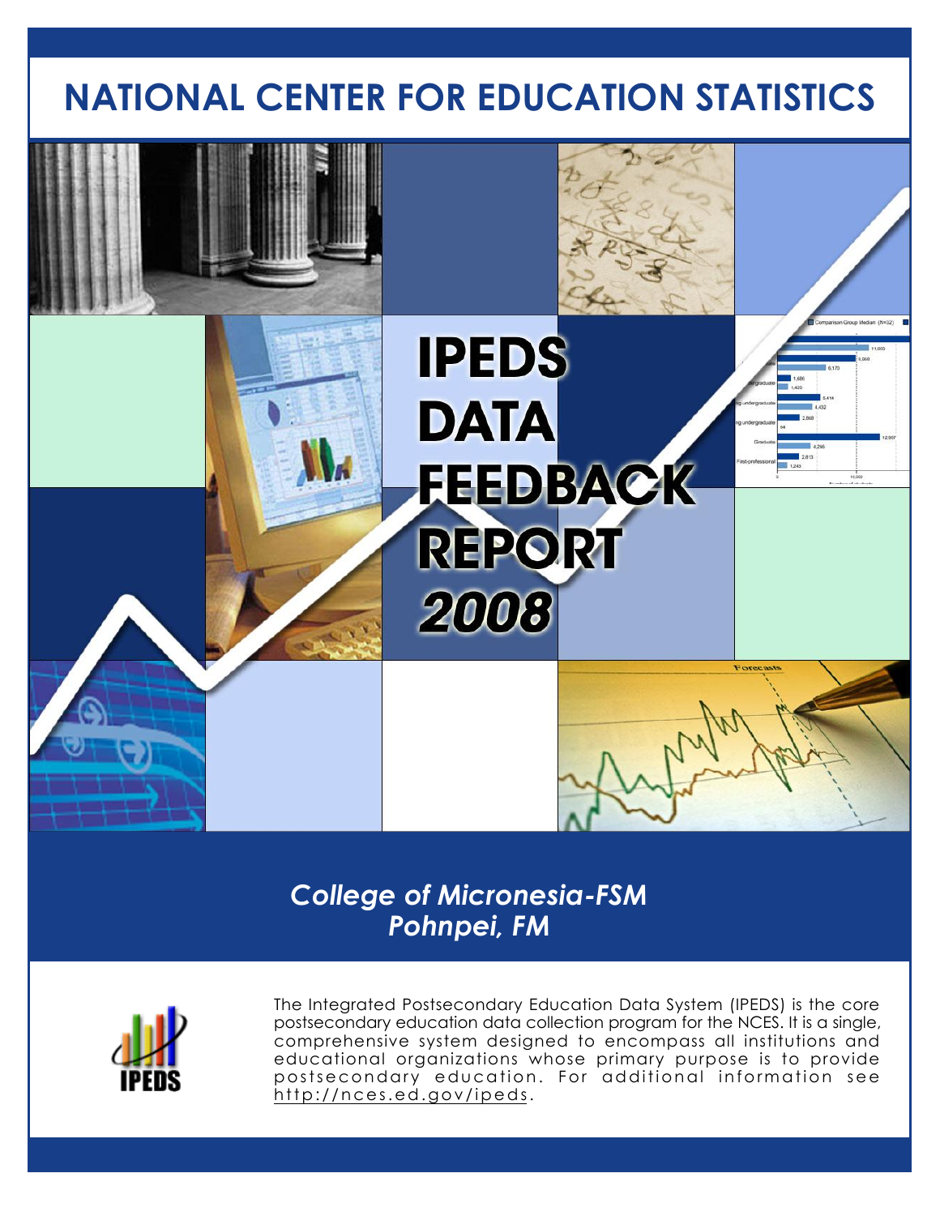# NATIONAL CENTER FOR EDUCATION STATISTICS

# IPEDS DATA FEEDBACK REPORT 2008

***College of Micronesia-FSM***
***Pohnpei, FM***

The Integrated Postsecondary Education Data System (IPEDS) is the core postsecondary education data collection program for the NCES. It is a single, comprehensive system designed to encompass all institutions and educational organizations whose primary purpose is to provide postsecondary education. For additional information see http://nces.ed.gov/ipeds.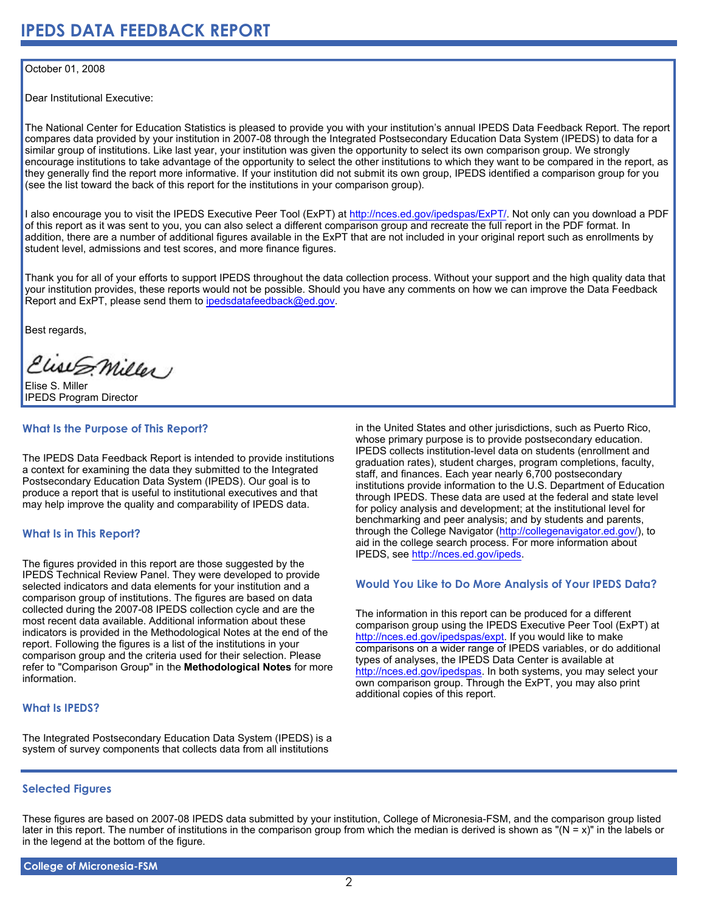# IPEDS DATA FEEDBACK REPORT

October 01, 2008

Dear Institutional Executive:

The National Center for Education Statistics is pleased to provide you with your institution's annual IPEDS Data Feedback Report. The report compares data provided by your institution in 2007-08 through the Integrated Postsecondary Education Data System (IPEDS) to data for a similar group of institutions. Like last year, your institution was given the opportunity to select its own comparison group. We strongly encourage institutions to take advantage of the opportunity to select the other institutions to which they want to be compared in the report, as they generally find the report more informative. If your institution did not submit its own group, IPEDS identified a comparison group for you (see the list toward the back of this report for the institutions in your comparison group).

I also encourage you to visit the IPEDS Executive Peer Tool (ExPT) at http://nces.ed.gov/ipedspas/ExPT/. Not only can you download a PDF of this report as it was sent to you, you can also select a different comparison group and recreate the full report in the PDF format. In addition, there are a number of additional figures available in the ExPT that are not included in your original report such as enrollments by student level, admissions and test scores, and more finance figures.

Thank you for all of your efforts to support IPEDS throughout the data collection process. Without your support and the high quality data that your institution provides, these reports would not be possible. Should you have any comments on how we can improve the Data Feedback Report and ExPT, please send them to ipedsdatafeedback@ed.gov.

Best regards,

Elise S. Miller
IPEDS Program Director

## What Is the Purpose of This Report?

The IPEDS Data Feedback Report is intended to provide institutions a context for examining the data they submitted to the Integrated Postsecondary Education Data System (IPEDS). Our goal is to produce a report that is useful to institutional executives and that may help improve the quality and comparability of IPEDS data.

## What Is in This Report?

The figures provided in this report are those suggested by the IPEDS Technical Review Panel. They were developed to provide selected indicators and data elements for your institution and a comparison group of institutions. The figures are based on data collected during the 2007-08 IPEDS collection cycle and are the most recent data available. Additional information about these indicators is provided in the Methodological Notes at the end of the report. Following the figures is a list of the institutions in your comparison group and the criteria used for their selection. Please refer to "Comparison Group" in the **Methodological Notes** for more information.

## What Is IPEDS?

The Integrated Postsecondary Education Data System (IPEDS) is a system of survey components that collects data from all institutions in the United States and other jurisdictions, such as Puerto Rico, whose primary purpose is to provide postsecondary education. IPEDS collects institution-level data on students (enrollment and graduation rates), student charges, program completions, faculty, staff, and finances. Each year nearly 6,700 postsecondary institutions provide information to the U.S. Department of Education through IPEDS. These data are used at the federal and state level for policy analysis and development; at the institutional level for benchmarking and peer analysis; and by students and parents, through the College Navigator (http://collegenavigator.ed.gov/), to aid in the college search process. For more information about IPEDS, see http://nces.ed.gov/ipeds.

## Would You Like to Do More Analysis of Your IPEDS Data?

The information in this report can be produced for a different comparison group using the IPEDS Executive Peer Tool (ExPT) at http://nces.ed.gov/ipedspas/expt. If you would like to make comparisons on a wider range of IPEDS variables, or do additional types of analyses, the IPEDS Data Center is available at http://nces.ed.gov/ipedspas. In both systems, you may select your own comparison group. Through the ExPT, you may also print additional copies of this report.

## Selected Figures

These figures are based on 2007-08 IPEDS data submitted by your institution, College of Micronesia-FSM, and the comparison group listed later in this report. The number of institutions in the comparison group from which the median is derived is shown as "(N = x)" in the labels or in the legend at the bottom of the figure.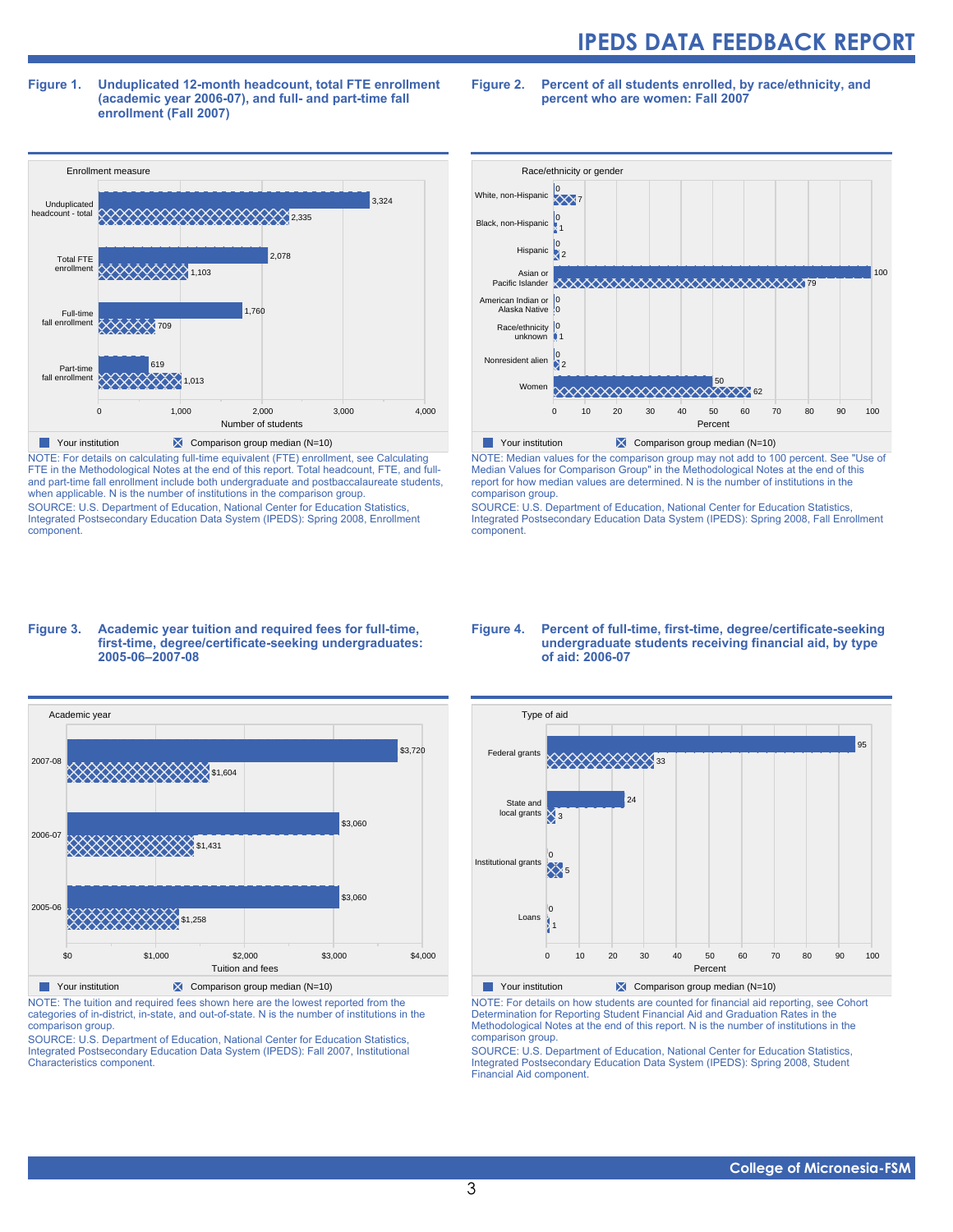**Figure 1. Unduplicated 12-month headcount, total FTE enrollment (academic year 2006-07), and full- and part-time fall enrollment (Fall 2007)**

| Enrollment measure | Your institution | Comparison group median (N=10) |
|---|---|---|
| Unduplicated headcount - total | 3,324 | 2,335 |
| Total FTE enrollment | 2,078 | 1,103 |
| Full-time fall enrollment | 1,760 | 709 |
| Part-time fall enrollment | 619 | 1,013 |

NOTE: For details on calculating full-time equivalent (FTE) enrollment, see Calculating FTE in the Methodological Notes at the end of this report. Total headcount, FTE, and full- and part-time fall enrollment include both undergraduate and postbaccalaureate students, when applicable. N is the number of institutions in the comparison group.

SOURCE: U.S. Department of Education, National Center for Education Statistics, Integrated Postsecondary Education Data System (IPEDS): Spring 2008, Enrollment component.

**Figure 2. Percent of all students enrolled, by race/ethnicity, and percent who are women: Fall 2007**

| Race/ethnicity or gender | Your institution | Comparison group median (N=10) |
|---|---|---|
| White, non-Hispanic | 0 | 7 |
| Black, non-Hispanic | 0 | 1 |
| Hispanic | 0 | 2 |
| Asian or Pacific Islander | 100 | 79 |
| American Indian or Alaska Native | 0 | 0 |
| Race/ethnicity unknown | 0 | 1 |
| Nonresident alien | 0 | 2 |
| Women | 50 | 62 |

NOTE: Median values for the comparison group may not add to 100 percent. See "Use of Median Values for Comparison Group" in the Methodological Notes at the end of this report for how median values are determined. N is the number of institutions in the comparison group.

SOURCE: U.S. Department of Education, National Center for Education Statistics, Integrated Postsecondary Education Data System (IPEDS): Spring 2008, Fall Enrollment component.

**Figure 3. Academic year tuition and required fees for full-time, first-time, degree/certificate-seeking undergraduates: 2005-06–2007-08**

| Academic year | Your institution | Comparison group median (N=10) |
|---|---|---|
| 2007-08 | $3,720 | $1,604 |
| 2006-07 | $3,060 | $1,431 |
| 2005-06 | $3,060 | $1,258 |

NOTE: The tuition and required fees shown here are the lowest reported from the categories of in-district, in-state, and out-of-state. N is the number of institutions in the comparison group.

SOURCE: U.S. Department of Education, National Center for Education Statistics, Integrated Postsecondary Education Data System (IPEDS): Fall 2007, Institutional Characteristics component.

**Figure 4. Percent of full-time, first-time, degree/certificate-seeking undergraduate students receiving financial aid, by type of aid: 2006-07**

| Type of aid | Your institution | Comparison group median (N=10) |
|---|---|---|
| Federal grants | 95 | 33 |
| State and local grants | 24 | 3 |
| Institutional grants | 0 | 5 |
| Loans | 0 | 1 |

NOTE: For details on how students are counted for financial aid reporting, see Cohort Determination for Reporting Student Financial Aid and Graduation Rates in the Methodological Notes at the end of this report. N is the number of institutions in the comparison group.

SOURCE: U.S. Department of Education, National Center for Education Statistics, Integrated Postsecondary Education Data System (IPEDS): Spring 2008, Student Financial Aid component.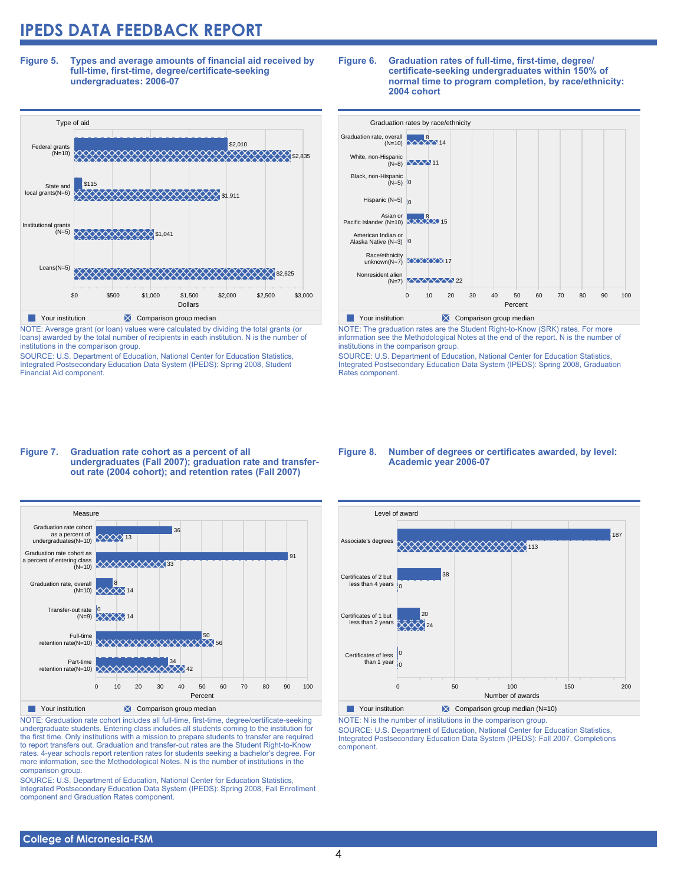# IPEDS DATA FEEDBACK REPORT

**Figure 5. Types and average amounts of financial aid received by full-time, first-time, degree/certificate-seeking undergraduates: 2006-07**

| Type of aid | Your institution | Comparison group median |
|---|---|---|
| Federal grants (N=10) | $2,010 | $2,835 |
| State and local grants(N=6) | $115 | $1,911 |
| Institutional grants (N=5) | | $1,041 |
| Loans(N=5) | | $2,625 |

NOTE: Average grant (or loan) values were calculated by dividing the total grants (or loans) awarded by the total number of recipients in each institution. N is the number of institutions in the comparison group.

SOURCE: U.S. Department of Education, National Center for Education Statistics, Integrated Postsecondary Education Data System (IPEDS): Spring 2008, Student Financial Aid component.

**Figure 6. Graduation rates of full-time, first-time, degree/certificate-seeking undergraduates within 150% of normal time to program completion, by race/ethnicity: 2004 cohort**

| Graduation rates by race/ethnicity | Your institution | Comparison group median |
|---|---|---|
| Graduation rate, overall (N=10) | 8 | 14 |
| White, non-Hispanic (N=8) | | 11 |
| Black, non-Hispanic (N=5) | | 0 |
| Hispanic (N=5) | | 0 |
| Asian or Pacific Islander (N=10) | 8 | 15 |
| American Indian or Alaska Native (N=3) | | 0 |
| Race/ethnicity unknown(N=7) | | 17 |
| Nonresident alien (N=7) | | 22 |

NOTE: The graduation rates are the Student Right-to-Know (SRK) rates. For more information see the Methodological Notes at the end of the report. N is the number of institutions in the comparison group.

SOURCE: U.S. Department of Education, National Center for Education Statistics, Integrated Postsecondary Education Data System (IPEDS): Spring 2008, Graduation Rates component.

**Figure 7. Graduation rate cohort as a percent of all undergraduates (Fall 2007); graduation rate and transfer-out rate (2004 cohort); and retention rates (Fall 2007)**

| Measure | Your institution | Comparison group median |
|---|---|---|
| Graduation rate cohort as a percent of undergraduates(N=10) | 36 | 13 |
| Graduation rate cohort as a percent of entering class (N=10) | 91 | 33 |
| Graduation rate, overall (N=10) | 8 | 14 |
| Transfer-out rate (N=9) | 0 | 14 |
| Full-time retention rate(N=10) | 50 | 56 |
| Part-time retention rate(N=10) | 34 | 42 |

NOTE: Graduation rate cohort includes all full-time, first-time, degree/certificate-seeking undergraduate students. Entering class includes all students coming to the institution for the first time. Only institutions with a mission to prepare students to transfer are required to report transfers out. Graduation and transfer-out rates are the Student Right-to-Know rates. 4-year schools report retention rates for students seeking a bachelor's degree. For more information, see the Methodological Notes. N is the number of institutions in the comparison group.

SOURCE: U.S. Department of Education, National Center for Education Statistics, Integrated Postsecondary Education Data System (IPEDS): Spring 2008, Fall Enrollment component and Graduation Rates component.

**Figure 8. Number of degrees or certificates awarded, by level: Academic year 2006-07**

| Level of award | Your institution | Comparison group median (N=10) |
|---|---|---|
| Associate's degrees | 187 | 113 |
| Certificates of 2 but less than 4 years | 38 | 0 |
| Certificates of 1 but less than 2 years | 20 | 24 |
| Certificates of less than 1 year | 0 | 0 |

NOTE: N is the number of institutions in the comparison group.

SOURCE: U.S. Department of Education, National Center for Education Statistics, Integrated Postsecondary Education Data System (IPEDS): Fall 2007, Completions component.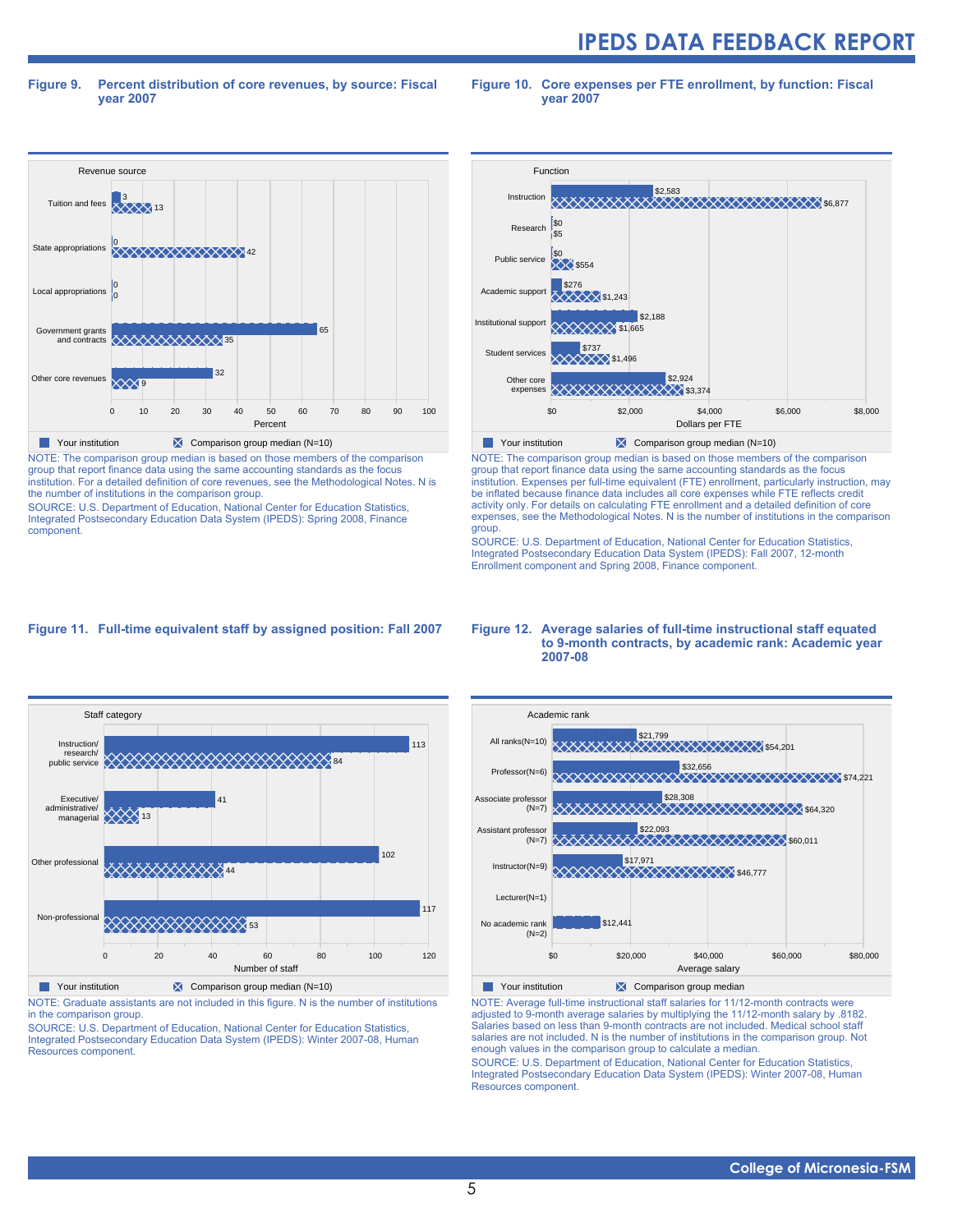**Figure 9. Percent distribution of core revenues, by source: Fiscal year 2007**

| Revenue source | Your institution | Comparison group median (N=10) |
|---|---|---|
| Tuition and fees | 3 | 13 |
| State appropriations | 0 | 42 |
| Local appropriations | 0 | 0 |
| Government grants and contracts | 65 | 35 |
| Other core revenues | 32 | 9 |

Percent

NOTE: The comparison group median is based on those members of the comparison group that report finance data using the same accounting standards as the focus institution. For a detailed definition of core revenues, see the Methodological Notes. N is the number of institutions in the comparison group.

SOURCE: U.S. Department of Education, National Center for Education Statistics, Integrated Postsecondary Education Data System (IPEDS): Spring 2008, Finance component.

**Figure 10. Core expenses per FTE enrollment, by function: Fiscal year 2007**

| Function | Your institution | Comparison group median (N=10) |
|---|---|---|
| Instruction | $2,583 | $6,877 |
| Research | $0 | $5 |
| Public service | $0 | $554 |
| Academic support | $276 | $1,243 |
| Institutional support | $2,188 | $1,665 |
| Student services | $737 | $1,496 |
| Other core expenses | $2,924 | $3,374 |

Dollars per FTE

NOTE: The comparison group median is based on those members of the comparison group that report finance data using the same accounting standards as the focus institution. Expenses per full-time equivalent (FTE) enrollment, particularly instruction, may be inflated because finance data includes all core expenses while FTE reflects credit activity only. For details on calculating FTE enrollment and a detailed definition of core expenses, see the Methodological Notes. N is the number of institutions in the comparison group.

SOURCE: U.S. Department of Education, National Center for Education Statistics, Integrated Postsecondary Education Data System (IPEDS): Fall 2007, 12-month Enrollment component and Spring 2008, Finance component.

**Figure 11. Full-time equivalent staff by assigned position: Fall 2007**

| Staff category | Your institution | Comparison group median (N=10) |
|---|---|---|
| Instruction/ research/ public service | 113 | 84 |
| Executive/ administrative/ managerial | 41 | 13 |
| Other professional | 102 | 44 |
| Non-professional | 117 | 53 |

Number of staff

NOTE: Graduate assistants are not included in this figure. N is the number of institutions in the comparison group.

SOURCE: U.S. Department of Education, National Center for Education Statistics, Integrated Postsecondary Education Data System (IPEDS): Winter 2007-08, Human Resources component.

**Figure 12. Average salaries of full-time instructional staff equated to 9-month contracts, by academic rank: Academic year 2007-08**

| Academic rank | Your institution | Comparison group median |
|---|---|---|
| All ranks(N=10) | $21,799 | $54,201 |
| Professor(N=6) | $32,656 | $74,221 |
| Associate professor (N=7) | $28,308 | $64,320 |
| Assistant professor (N=7) | $22,093 | $60,011 |
| Instructor(N=9) | $17,971 | $46,777 |
| Lecturer(N=1) | | |
| No academic rank (N=2) | $12,441 | |

Average salary

NOTE: Average full-time instructional staff salaries for 11/12-month contracts were adjusted to 9-month average salaries by multiplying the 11/12-month salary by .8182. Salaries based on less than 9-month contracts are not included. Medical school staff salaries are not included. N is the number of institutions in the comparison group. Not enough values in the comparison group to calculate a median.

SOURCE: U.S. Department of Education, National Center for Education Statistics, Integrated Postsecondary Education Data System (IPEDS): Winter 2007-08, Human Resources component.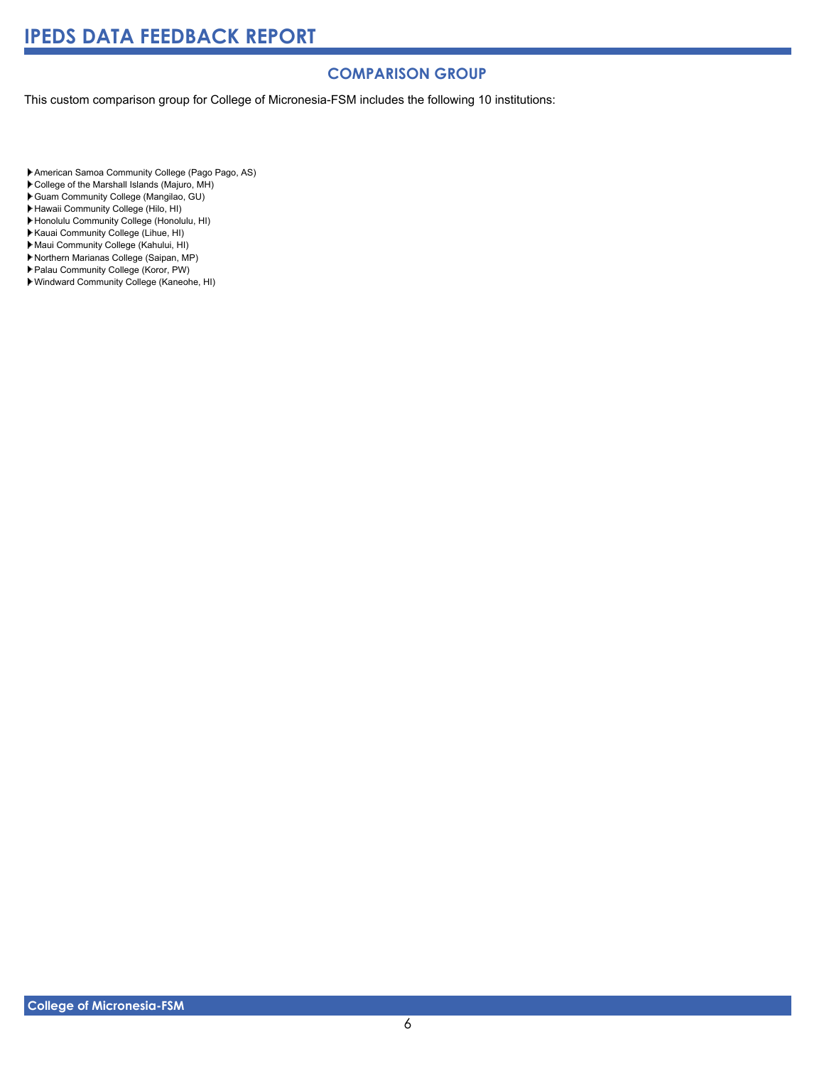## COMPARISON GROUP

This custom comparison group for College of Micronesia-FSM includes the following 10 institutions:

- American Samoa Community College (Pago Pago, AS)
- College of the Marshall Islands (Majuro, MH)
- Guam Community College (Mangilao, GU)
- Hawaii Community College (Hilo, HI)
- Honolulu Community College (Honolulu, HI)
- Kauai Community College (Lihue, HI)
- Maui Community College (Kahului, HI)
- Northern Marianas College (Saipan, MP)
- Palau Community College (Koror, PW)
- Windward Community College (Kaneohe, HI)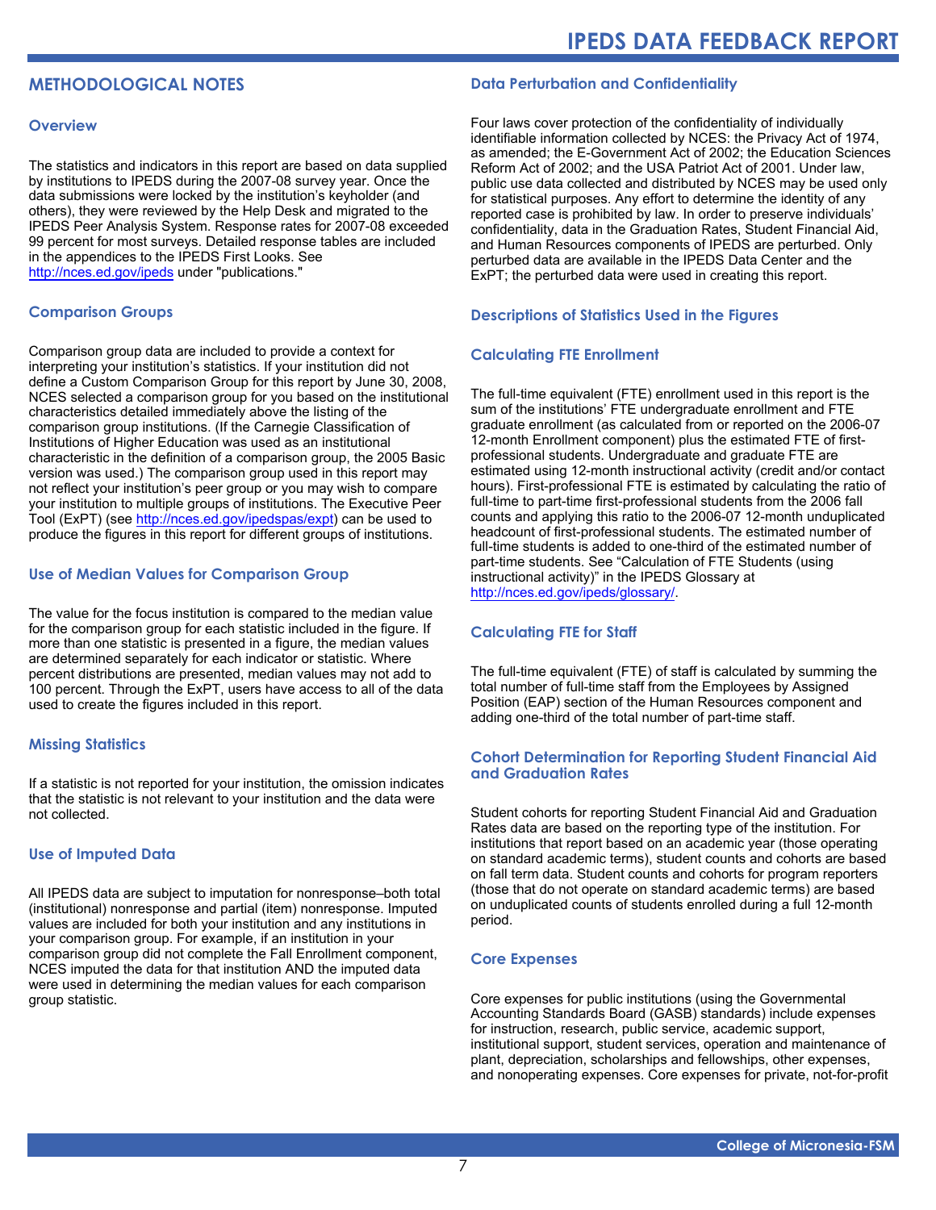## METHODOLOGICAL NOTES

### Overview

The statistics and indicators in this report are based on data supplied by institutions to IPEDS during the 2007-08 survey year. Once the data submissions were locked by the institution's keyholder (and others), they were reviewed by the Help Desk and migrated to the IPEDS Peer Analysis System. Response rates for 2007-08 exceeded 99 percent for most surveys. Detailed response tables are included in the appendices to the IPEDS First Looks. See http://nces.ed.gov/ipeds under "publications."

### Comparison Groups

Comparison group data are included to provide a context for interpreting your institution's statistics. If your institution did not define a Custom Comparison Group for this report by June 30, 2008, NCES selected a comparison group for you based on the institutional characteristics detailed immediately above the listing of the comparison group institutions. (If the Carnegie Classification of Institutions of Higher Education was used as an institutional characteristic in the definition of a comparison group, the 2005 Basic version was used.) The comparison group used in this report may not reflect your institution's peer group or you may wish to compare your institution to multiple groups of institutions. The Executive Peer Tool (ExPT) (see http://nces.ed.gov/ipedspas/expt) can be used to produce the figures in this report for different groups of institutions.

### Use of Median Values for Comparison Group

The value for the focus institution is compared to the median value for the comparison group for each statistic included in the figure. If more than one statistic is presented in a figure, the median values are determined separately for each indicator or statistic. Where percent distributions are presented, median values may not add to 100 percent. Through the ExPT, users have access to all of the data used to create the figures included in this report.

### Missing Statistics

If a statistic is not reported for your institution, the omission indicates that the statistic is not relevant to your institution and the data were not collected.

### Use of Imputed Data

All IPEDS data are subject to imputation for nonresponse–both total (institutional) nonresponse and partial (item) nonresponse. Imputed values are included for both your institution and any institutions in your comparison group. For example, if an institution in your comparison group did not complete the Fall Enrollment component, NCES imputed the data for that institution AND the imputed data were used in determining the median values for each comparison group statistic.

### Data Perturbation and Confidentiality

Four laws cover protection of the confidentiality of individually identifiable information collected by NCES: the Privacy Act of 1974, as amended; the E-Government Act of 2002; the Education Sciences Reform Act of 2002; and the USA Patriot Act of 2001. Under law, public use data collected and distributed by NCES may be used only for statistical purposes. Any effort to determine the identity of any reported case is prohibited by law. In order to preserve individuals' confidentiality, data in the Graduation Rates, Student Financial Aid, and Human Resources components of IPEDS are perturbed. Only perturbed data are available in the IPEDS Data Center and the ExPT; the perturbed data were used in creating this report.

### Descriptions of Statistics Used in the Figures

### Calculating FTE Enrollment

The full-time equivalent (FTE) enrollment used in this report is the sum of the institutions' FTE undergraduate enrollment and FTE graduate enrollment (as calculated from or reported on the 2006-07 12-month Enrollment component) plus the estimated FTE of first-professional students. Undergraduate and graduate FTE are estimated using 12-month instructional activity (credit and/or contact hours). First-professional FTE is estimated by calculating the ratio of full-time to part-time first-professional students from the 2006 fall counts and applying this ratio to the 2006-07 12-month unduplicated headcount of first-professional students. The estimated number of full-time students is added to one-third of the estimated number of part-time students. See "Calculation of FTE Students (using instructional activity)" in the IPEDS Glossary at http://nces.ed.gov/ipeds/glossary/.

### Calculating FTE for Staff

The full-time equivalent (FTE) of staff is calculated by summing the total number of full-time staff from the Employees by Assigned Position (EAP) section of the Human Resources component and adding one-third of the total number of part-time staff.

### Cohort Determination for Reporting Student Financial Aid and Graduation Rates

Student cohorts for reporting Student Financial Aid and Graduation Rates data are based on the reporting type of the institution. For institutions that report based on an academic year (those operating on standard academic terms), student counts and cohorts are based on fall term data. Student counts and cohorts for program reporters (those that do not operate on standard academic terms) are based on unduplicated counts of students enrolled during a full 12-month period.

### Core Expenses

Core expenses for public institutions (using the Governmental Accounting Standards Board (GASB) standards) include expenses for instruction, research, public service, academic support, institutional support, student services, operation and maintenance of plant, depreciation, scholarships and fellowships, other expenses, and nonoperating expenses. Core expenses for private, not-for-profit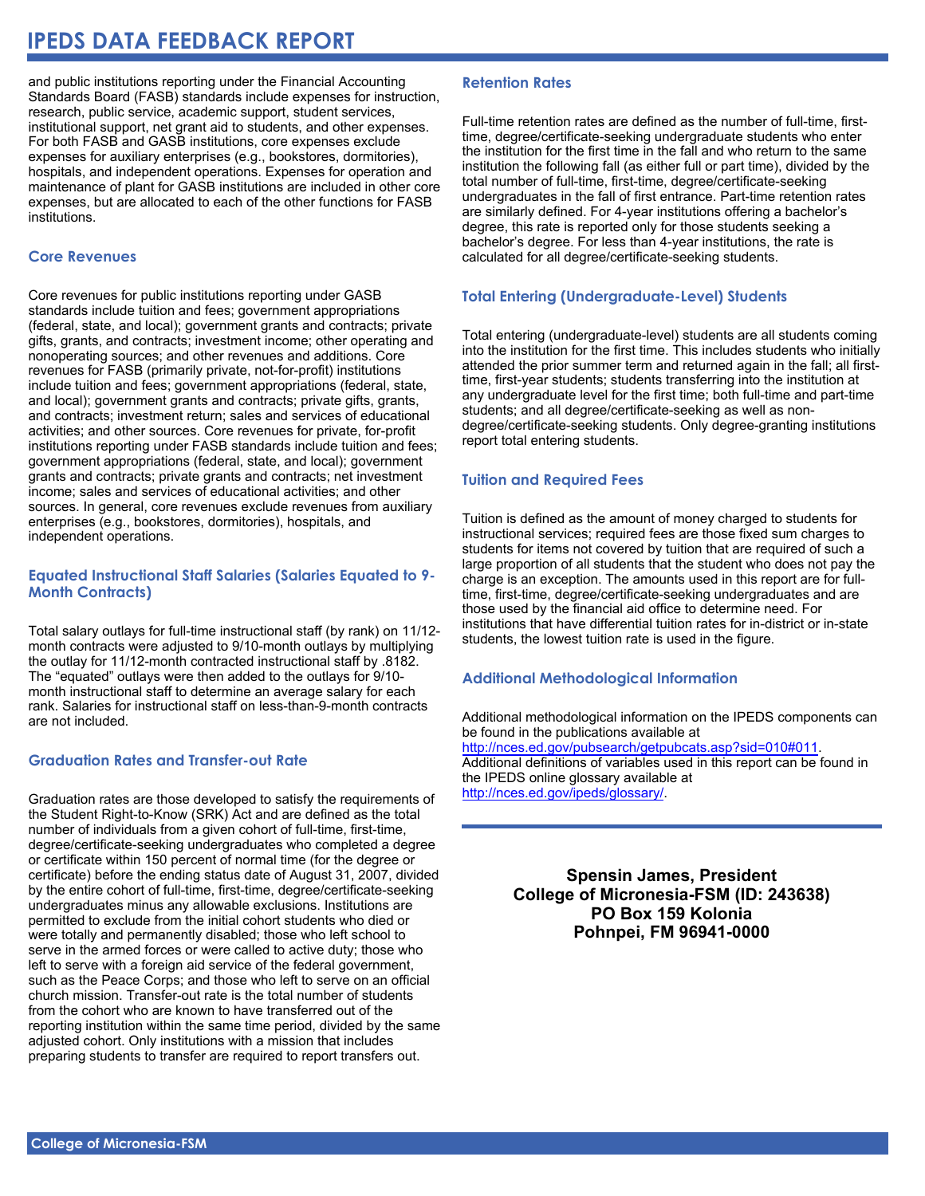and public institutions reporting under the Financial Accounting Standards Board (FASB) standards include expenses for instruction, research, public service, academic support, student services, institutional support, net grant aid to students, and other expenses. For both FASB and GASB institutions, core expenses exclude expenses for auxiliary enterprises (e.g., bookstores, dormitories), hospitals, and independent operations. Expenses for operation and maintenance of plant for GASB institutions are included in other core expenses, but are allocated to each of the other functions for FASB institutions.

### Core Revenues

Core revenues for public institutions reporting under GASB standards include tuition and fees; government appropriations (federal, state, and local); government grants and contracts; private gifts, grants, and contracts; investment income; other operating and nonoperating sources; and other revenues and additions. Core revenues for FASB (primarily private, not-for-profit) institutions include tuition and fees; government appropriations (federal, state, and local); government grants and contracts; private gifts, grants, and contracts; investment return; sales and services of educational activities; and other sources. Core revenues for private, for-profit institutions reporting under FASB standards include tuition and fees; government appropriations (federal, state, and local); government grants and contracts; private grants and contracts; net investment income; sales and services of educational activities; and other sources. In general, core revenues exclude revenues from auxiliary enterprises (e.g., bookstores, dormitories), hospitals, and independent operations.

### Equated Instructional Staff Salaries (Salaries Equated to 9-Month Contracts)

Total salary outlays for full-time instructional staff (by rank) on 11/12-month contracts were adjusted to 9/10-month outlays by multiplying the outlay for 11/12-month contracted instructional staff by .8182. The "equated" outlays were then added to the outlays for 9/10-month instructional staff to determine an average salary for each rank. Salaries for instructional staff on less-than-9-month contracts are not included.

### Graduation Rates and Transfer-out Rate

Graduation rates are those developed to satisfy the requirements of the Student Right-to-Know (SRK) Act and are defined as the total number of individuals from a given cohort of full-time, first-time, degree/certificate-seeking undergraduates who completed a degree or certificate within 150 percent of normal time (for the degree or certificate) before the ending status date of August 31, 2007, divided by the entire cohort of full-time, first-time, degree/certificate-seeking undergraduates minus any allowable exclusions. Institutions are permitted to exclude from the initial cohort students who died or were totally and permanently disabled; those who left school to serve in the armed forces or were called to active duty; those who left to serve with a foreign aid service of the federal government, such as the Peace Corps; and those who left to serve on an official church mission. Transfer-out rate is the total number of students from the cohort who are known to have transferred out of the reporting institution within the same time period, divided by the same adjusted cohort. Only institutions with a mission that includes preparing students to transfer are required to report transfers out.

### Retention Rates

Full-time retention rates are defined as the number of full-time, first-time, degree/certificate-seeking undergraduate students who enter the institution for the first time in the fall and who return to the same institution the following fall (as either full or part time), divided by the total number of full-time, first-time, degree/certificate-seeking undergraduates in the fall of first entrance. Part-time retention rates are similarly defined. For 4-year institutions offering a bachelor's degree, this rate is reported only for those students seeking a bachelor's degree. For less than 4-year institutions, the rate is calculated for all degree/certificate-seeking students.

### Total Entering (Undergraduate-Level) Students

Total entering (undergraduate-level) students are all students coming into the institution for the first time. This includes students who initially attended the prior summer term and returned again in the fall; all first-time, first-year students; students transferring into the institution at any undergraduate level for the first time; both full-time and part-time students; and all degree/certificate-seeking as well as non-degree/certificate-seeking students. Only degree-granting institutions report total entering students.

### Tuition and Required Fees

Tuition is defined as the amount of money charged to students for instructional services; required fees are those fixed sum charges to students for items not covered by tuition that are required of such a large proportion of all students that the student who does not pay the charge is an exception. The amounts used in this report are for full-time, first-time, degree/certificate-seeking undergraduates and are those used by the financial aid office to determine need. For institutions that have differential tuition rates for in-district or in-state students, the lowest tuition rate is used in the figure.

### Additional Methodological Information

Additional methodological information on the IPEDS components can be found in the publications available at http://nces.ed.gov/pubsearch/getpubcats.asp?sid=010#011. Additional definitions of variables used in this report can be found in the IPEDS online glossary available at http://nces.ed.gov/ipeds/glossary/.

---

**Spensin James, President**
**College of Micronesia-FSM (ID: 243638)**
**PO Box 159 Kolonia**
**Pohnpei, FM 96941-0000**